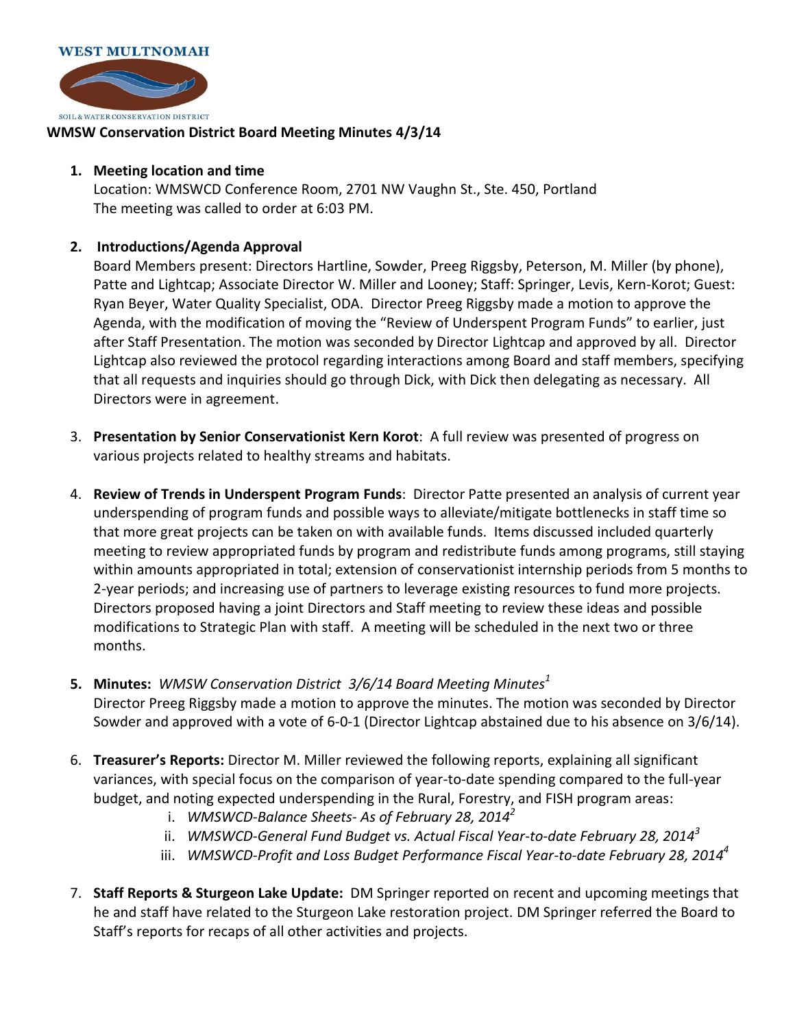**WEST MULTNOMAH**

SOIL & WATER CONSERVATION DISTRICT

# WMSW Conservation District Board Meeting Minutes 4/3/14

1. **Meeting location and time**
   Location: WMSWCD Conference Room, 2701 NW Vaughn St., Ste. 450, Portland
   The meeting was called to order at 6:03 PM.

2. **Introductions/Agenda Approval**
   Board Members present: Directors Hartline, Sowder, Preeg Riggsby, Peterson, M. Miller (by phone), Patte and Lightcap; Associate Director W. Miller and Looney; Staff: Springer, Levis, Kern-Korot; Guest: Ryan Beyer, Water Quality Specialist, ODA. Director Preeg Riggsby made a motion to approve the Agenda, with the modification of moving the "Review of Underspent Program Funds" to earlier, just after Staff Presentation. The motion was seconded by Director Lightcap and approved by all. Director Lightcap also reviewed the protocol regarding interactions among Board and staff members, specifying that all requests and inquiries should go through Dick, with Dick then delegating as necessary. All Directors were in agreement.

3. **Presentation by Senior Conservationist Kern Korot**: A full review was presented of progress on various projects related to healthy streams and habitats.

4. **Review of Trends in Underspent Program Funds**: Director Patte presented an analysis of current year underspending of program funds and possible ways to alleviate/mitigate bottlenecks in staff time so that more great projects can be taken on with available funds. Items discussed included quarterly meeting to review appropriated funds by program and redistribute funds among programs, still staying within amounts appropriated in total; extension of conservationist internship periods from 5 months to 2-year periods; and increasing use of partners to leverage existing resources to fund more projects. Directors proposed having a joint Directors and Staff meeting to review these ideas and possible modifications to Strategic Plan with staff. A meeting will be scheduled in the next two or three months.

5. **Minutes:** *WMSW Conservation District 3/6/14 Board Meeting Minutes*[1]
   Director Preeg Riggsby made a motion to approve the minutes. The motion was seconded by Director Sowder and approved with a vote of 6-0-1 (Director Lightcap abstained due to his absence on 3/6/14).

6. **Treasurer's Reports:** Director M. Miller reviewed the following reports, explaining all significant variances, with special focus on the comparison of year-to-date spending compared to the full-year budget, and noting expected underspending in the Rural, Forestry, and FISH program areas:
   i. *WMSWCD-Balance Sheets- As of February 28, 2014*[2]
   ii. *WMSWCD-General Fund Budget vs. Actual Fiscal Year-to-date February 28, 2014*[3]
   iii. *WMSWCD-Profit and Loss Budget Performance Fiscal Year-to-date February 28, 2014*[4]

7. **Staff Reports & Sturgeon Lake Update:** DM Springer reported on recent and upcoming meetings that he and staff have related to the Sturgeon Lake restoration project. DM Springer referred the Board to Staff's reports for recaps of all other activities and projects.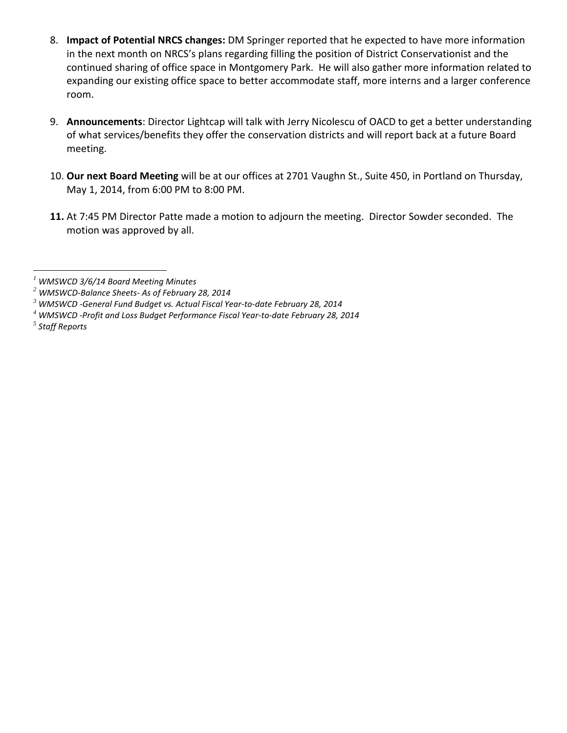8. **Impact of Potential NRCS changes:** DM Springer reported that he expected to have more information in the next month on NRCS's plans regarding filling the position of District Conservationist and the continued sharing of office space in Montgomery Park. He will also gather more information related to expanding our existing office space to better accommodate staff, more interns and a larger conference room.

9. **Announcements**: Director Lightcap will talk with Jerry Nicolescu of OACD to get a better understanding of what services/benefits they offer the conservation districts and will report back at a future Board meeting.

10. **Our next Board Meeting** will be at our offices at 2701 Vaughn St., Suite 450, in Portland on Thursday, May 1, 2014, from 6:00 PM to 8:00 PM.

11. At 7:45 PM Director Patte made a motion to adjourn the meeting. Director Sowder seconded. The motion was approved by all.

---

[1] *WMSWCD 3/6/14 Board Meeting Minutes*
[2] *WMSWCD-Balance Sheets- As of February 28, 2014*
[3] *WMSWCD -General Fund Budget vs. Actual Fiscal Year-to-date February 28, 2014*
[4] *WMSWCD -Profit and Loss Budget Performance Fiscal Year-to-date February 28, 2014*
[5] *Staff Reports*